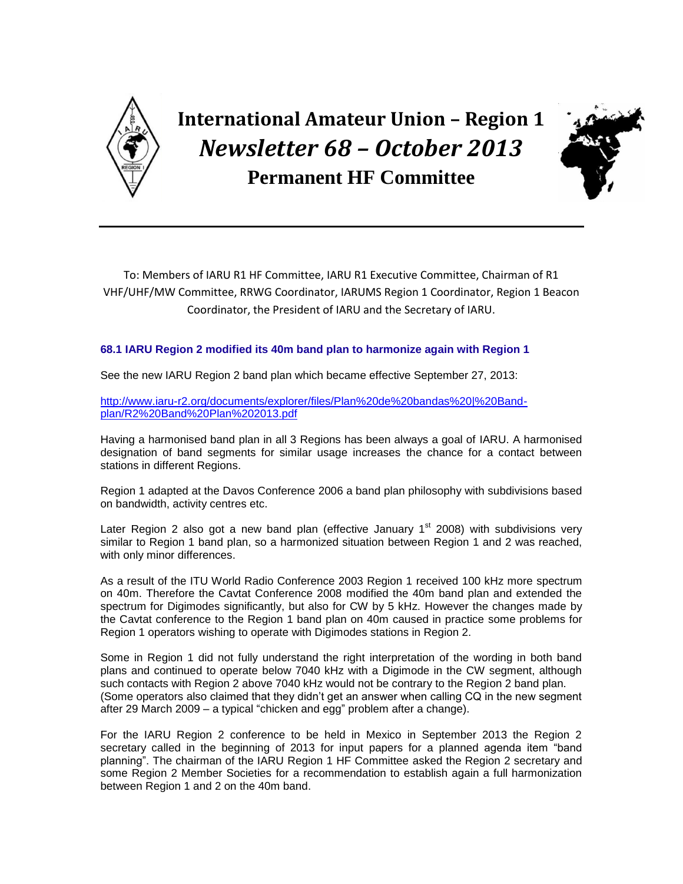# International Amateur Union – Region 1

## *Newsletter 68 – October 2013*

## Permanent HF Committee

To: Members of IARU R1 HF Committee, IARU R1 Executive Committee, Chairman of R1 VHF/UHF/MW Committee, RRWG Coordinator, IARUMS Region 1 Coordinator, Region 1 Beacon Coordinator, the President of IARU and the Secretary of IARU.

### 68.1 IARU Region 2 modified its 40m band plan to harmonize again with Region 1

See the new IARU Region 2 band plan which became effective September 27, 2013:

http://www.iaru-r2.org/documents/explorer/files/Plan%20de%20bandas%20|%20Band-plan/R2%20Band%20Plan%202013.pdf

Having a harmonised band plan in all 3 Regions has been always a goal of IARU. A harmonised designation of band segments for similar usage increases the chance for a contact between stations in different Regions.

Region 1 adapted at the Davos Conference 2006 a band plan philosophy with subdivisions based on bandwidth, activity centres etc.

Later Region 2 also got a new band plan (effective January 1st 2008) with subdivisions very similar to Region 1 band plan, so a harmonized situation between Region 1 and 2 was reached, with only minor differences.

As a result of the ITU World Radio Conference 2003 Region 1 received 100 kHz more spectrum on 40m. Therefore the Cavtat Conference 2008 modified the 40m band plan and extended the spectrum for Digimodes significantly, but also for CW by 5 kHz. However the changes made by the Cavtat conference to the Region 1 band plan on 40m caused in practice some problems for Region 1 operators wishing to operate with Digimodes stations in Region 2.

Some in Region 1 did not fully understand the right interpretation of the wording in both band plans and continued to operate below 7040 kHz with a Digimode in the CW segment, although such contacts with Region 2 above 7040 kHz would not be contrary to the Region 2 band plan. (Some operators also claimed that they didn't get an answer when calling CQ in the new segment after 29 March 2009 – a typical "chicken and egg" problem after a change).

For the IARU Region 2 conference to be held in Mexico in September 2013 the Region 2 secretary called in the beginning of 2013 for input papers for a planned agenda item "band planning". The chairman of the IARU Region 1 HF Committee asked the Region 2 secretary and some Region 2 Member Societies for a recommendation to establish again a full harmonization between Region 1 and 2 on the 40m band.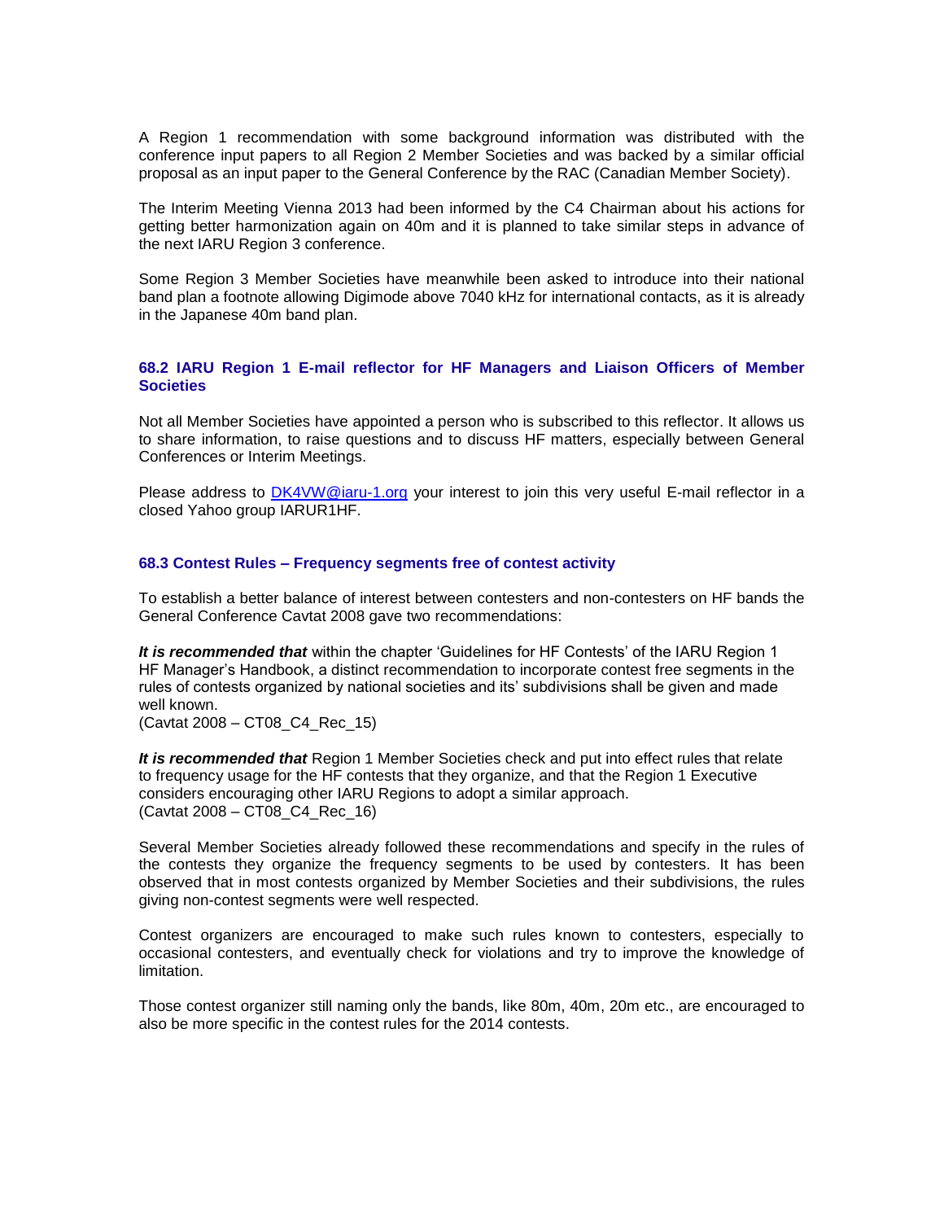A Region 1 recommendation with some background information was distributed with the conference input papers to all Region 2 Member Societies and was backed by a similar official proposal as an input paper to the General Conference by the RAC (Canadian Member Society).

The Interim Meeting Vienna 2013 had been informed by the C4 Chairman about his actions for getting better harmonization again on 40m and it is planned to take similar steps in advance of the next IARU Region 3 conference.

Some Region 3 Member Societies have meanwhile been asked to introduce into their national band plan a footnote allowing Digimode above 7040 kHz for international contacts, as it is already in the Japanese 40m band plan.

### 68.2 IARU Region 1 E-mail reflector for HF Managers and Liaison Officers of Member Societies

Not all Member Societies have appointed a person who is subscribed to this reflector. It allows us to share information, to raise questions and to discuss HF matters, especially between General Conferences or Interim Meetings.

Please address to [DK4VW@iaru-1.org](mailto:DK4VW@iaru-1.org) your interest to join this very useful E-mail reflector in a closed Yahoo group IARUR1HF.

### 68.3 Contest Rules – Frequency segments free of contest activity

To establish a better balance of interest between contesters and non-contesters on HF bands the General Conference Cavtat 2008 gave two recommendations:

***It is recommended that*** within the chapter 'Guidelines for HF Contests' of the IARU Region 1 HF Manager's Handbook, a distinct recommendation to incorporate contest free segments in the rules of contests organized by national societies and its' subdivisions shall be given and made well known.
(Cavtat 2008 – CT08_C4_Rec_15)

***It is recommended that*** Region 1 Member Societies check and put into effect rules that relate to frequency usage for the HF contests that they organize, and that the Region 1 Executive considers encouraging other IARU Regions to adopt a similar approach.
(Cavtat 2008 – CT08_C4_Rec_16)

Several Member Societies already followed these recommendations and specify in the rules of the contests they organize the frequency segments to be used by contesters. It has been observed that in most contests organized by Member Societies and their subdivisions, the rules giving non-contest segments were well respected.

Contest organizers are encouraged to make such rules known to contesters, especially to occasional contesters, and eventually check for violations and try to improve the knowledge of limitation.

Those contest organizer still naming only the bands, like 80m, 40m, 20m etc., are encouraged to also be more specific in the contest rules for the 2014 contests.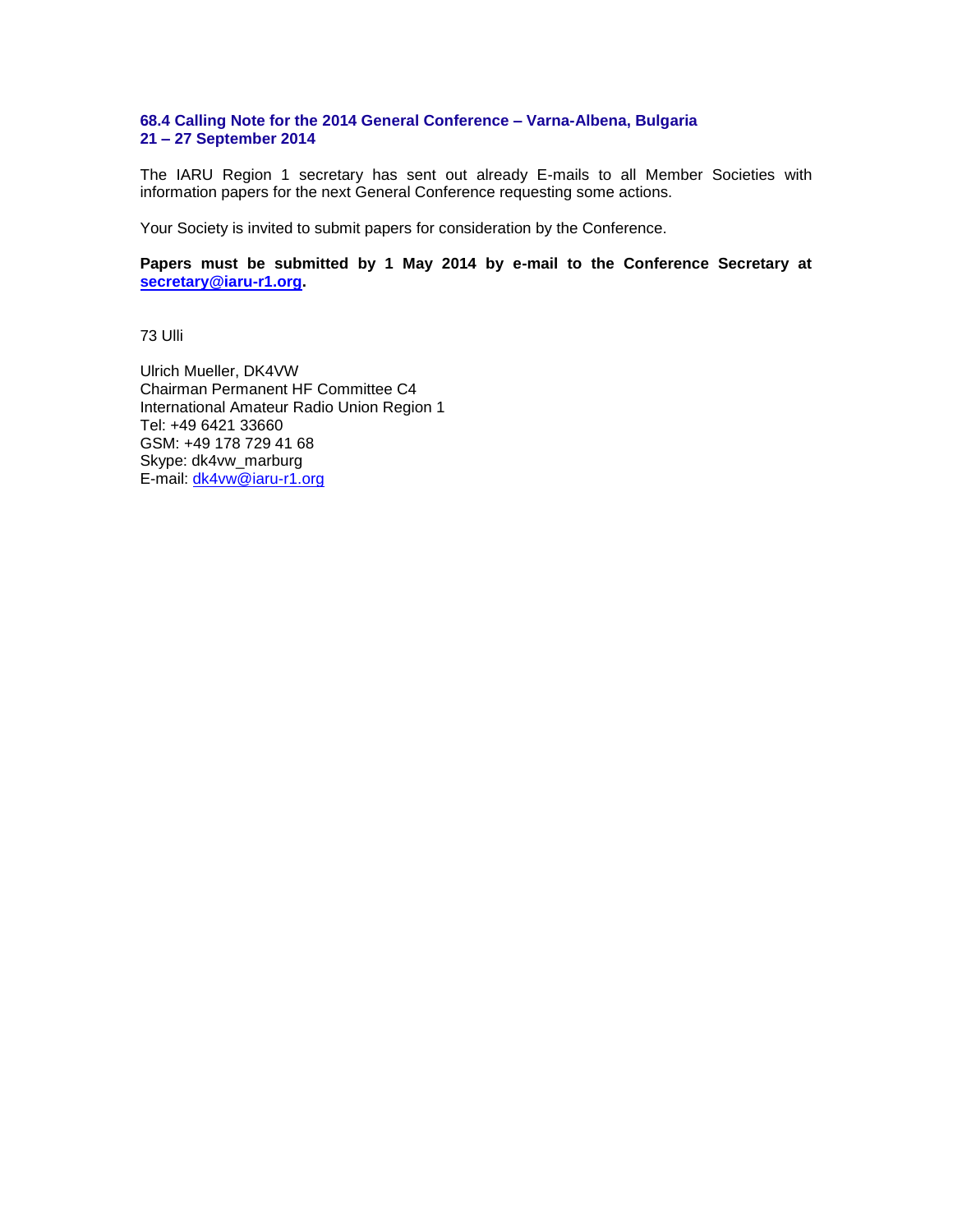### 68.4 Calling Note for the 2014 General Conference – Varna-Albena, Bulgaria 21 – 27 September 2014

The IARU Region 1 secretary has sent out already E-mails to all Member Societies with information papers for the next General Conference requesting some actions.

Your Society is invited to submit papers for consideration by the Conference.

**Papers must be submitted by 1 May 2014 by e-mail to the Conference Secretary at secretary@iaru-r1.org.**

73 Ulli

Ulrich Mueller, DK4VW
Chairman Permanent HF Committee C4
International Amateur Radio Union Region 1
Tel: +49 6421 33660
GSM: +49 178 729 41 68
Skype: dk4vw_marburg
E-mail: dk4vw@iaru-r1.org